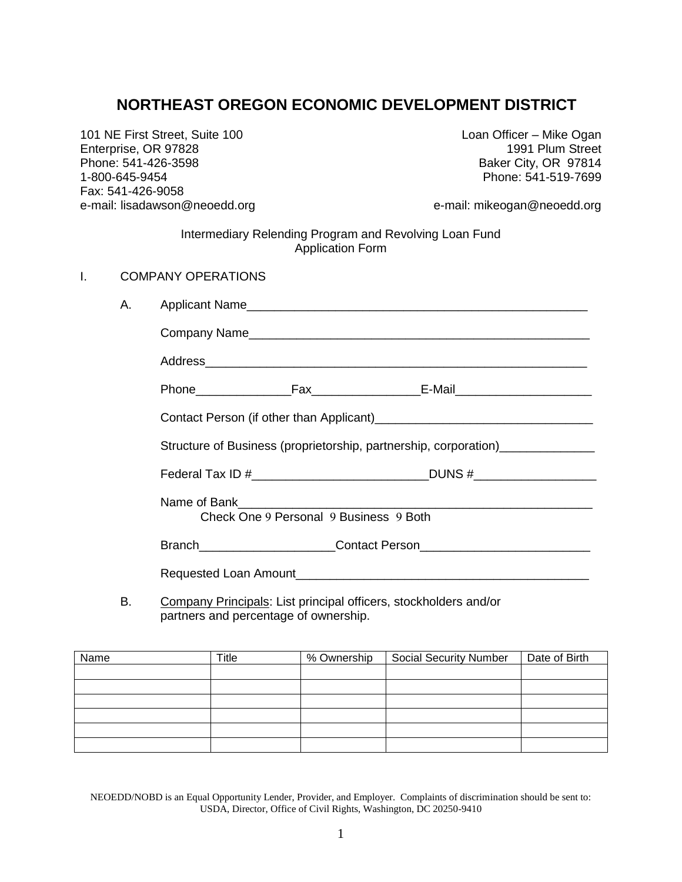# NORTHEAST OREGON ECONOMIC DEVELOPMENT DISTRICT

101 NE First Street, Suite 100
Enterprise, OR 97828
Phone: 541-426-3598
1-800-645-9454
Fax: 541-426-9058
e-mail: lisadawson@neoedd.org

Loan Officer – Mike Ogan
1991 Plum Street
Baker City, OR 97814
Phone: 541-519-7699

e-mail: mikeogan@neoedd.org

Intermediary Relending Program and Revolving Loan Fund
Application Form

I. COMPANY OPERATIONS

A. Applicant Name___________________________________________________

Company Name___________________________________________________

Address________________________________________________________

Phone______________Fax________________E-Mail____________________

Contact Person (if other than Applicant)________________________________

Structure of Business (proprietorship, partnership, corporation)______________

Federal Tax ID #__________________________DUNS #__________________

Name of Bank_____________________________________________________
Check One 9 Personal 9 Business 9 Both

Branch____________________Contact Person_________________________

Requested Loan Amount____________________________________________

B. Company Principals: List principal officers, stockholders and/or partners and percentage of ownership.

| Name | Title | % Ownership | Social Security Number | Date of Birth |
|---|---|---|---|---|
| | | | | |
| | | | | |
| | | | | |
| | | | | |
| | | | | |
| | | | | |

NEOEDD/NOBD is an Equal Opportunity Lender, Provider, and Employer. Complaints of discrimination should be sent to: USDA, Director, Office of Civil Rights, Washington, DC 20250-9410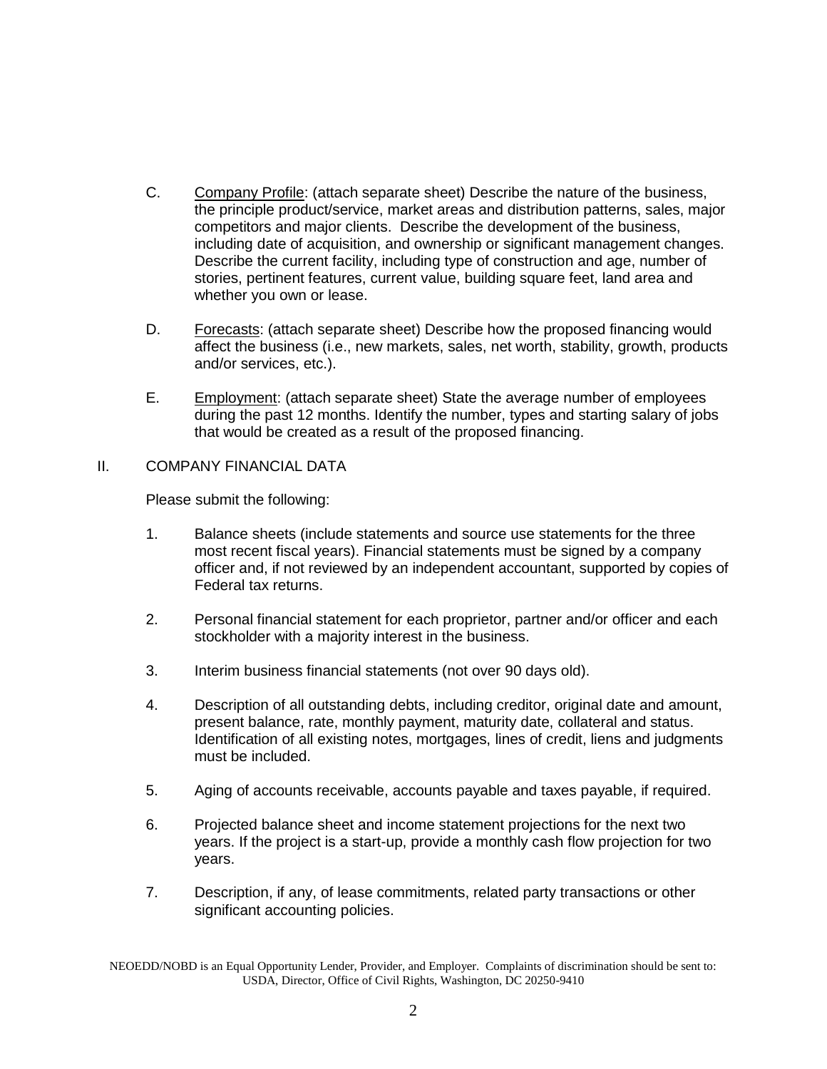C. <u>Company Profile</u>: (attach separate sheet) Describe the nature of the business, the principle product/service, market areas and distribution patterns, sales, major competitors and major clients. Describe the development of the business, including date of acquisition, and ownership or significant management changes. Describe the current facility, including type of construction and age, number of stories, pertinent features, current value, building square feet, land area and whether you own or lease.

D. <u>Forecasts</u>: (attach separate sheet) Describe how the proposed financing would affect the business (i.e., new markets, sales, net worth, stability, growth, products and/or services, etc.).

E. <u>Employment</u>: (attach separate sheet) State the average number of employees during the past 12 months. Identify the number, types and starting salary of jobs that would be created as a result of the proposed financing.

II. COMPANY FINANCIAL DATA

Please submit the following:

1. Balance sheets (include statements and source use statements for the three most recent fiscal years). Financial statements must be signed by a company officer and, if not reviewed by an independent accountant, supported by copies of Federal tax returns.

2. Personal financial statement for each proprietor, partner and/or officer and each stockholder with a majority interest in the business.

3. Interim business financial statements (not over 90 days old).

4. Description of all outstanding debts, including creditor, original date and amount, present balance, rate, monthly payment, maturity date, collateral and status. Identification of all existing notes, mortgages, lines of credit, liens and judgments must be included.

5. Aging of accounts receivable, accounts payable and taxes payable, if required.

6. Projected balance sheet and income statement projections for the next two years. If the project is a start-up, provide a monthly cash flow projection for two years.

7. Description, if any, of lease commitments, related party transactions or other significant accounting policies.

NEOEDD/NOBD is an Equal Opportunity Lender, Provider, and Employer. Complaints of discrimination should be sent to: USDA, Director, Office of Civil Rights, Washington, DC 20250-9410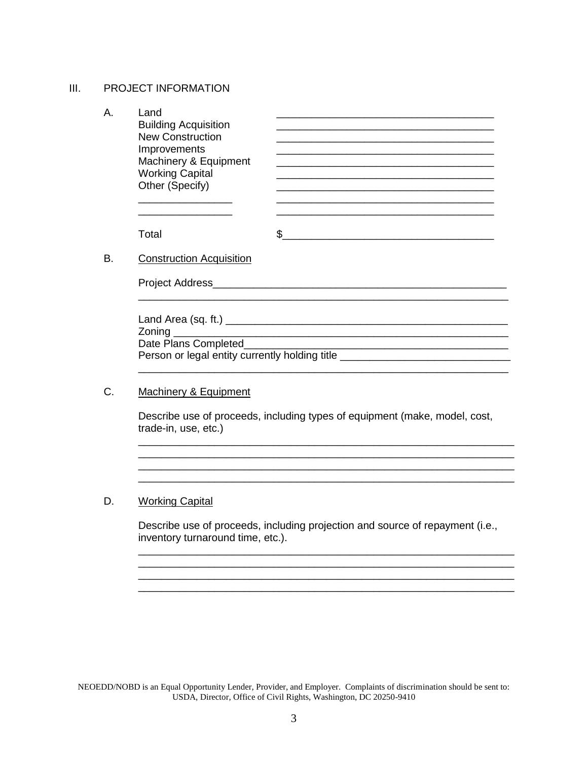## III. PROJECT INFORMATION

A.

| | |
|---|---|
| Land | _____________________________________ |
| Building Acquisition | _____________________________________ |
| New Construction | _____________________________________ |
| Improvements | _____________________________________ |
| Machinery & Equipment | _____________________________________ |
| Working Capital | _____________________________________ |
| Other (Specify) | _____________________________________ |
| ________________ | _____________________________________ |
| ________________ | _____________________________________ |
| Total | $____________________________________ |

B. Construction Acquisition

Project Address__________________________________________________

_______________________________________________________________

Land Area (sq. ft.) ______________________________________________

Zoning _________________________________________________________

Date Plans Completed____________________________________________

Person or legal entity currently holding title ____________________________

_______________________________________________________________

C. Machinery & Equipment

Describe use of proceeds, including types of equipment (make, model, cost, trade-in, use, etc.)

_______________________________________________________________

_______________________________________________________________

_______________________________________________________________

_______________________________________________________________

D. Working Capital

Describe use of proceeds, including projection and source of repayment (i.e., inventory turnaround time, etc.).

_______________________________________________________________

_______________________________________________________________

_______________________________________________________________

_______________________________________________________________

NEOEDD/NOBD is an Equal Opportunity Lender, Provider, and Employer. Complaints of discrimination should be sent to: USDA, Director, Office of Civil Rights, Washington, DC 20250-9410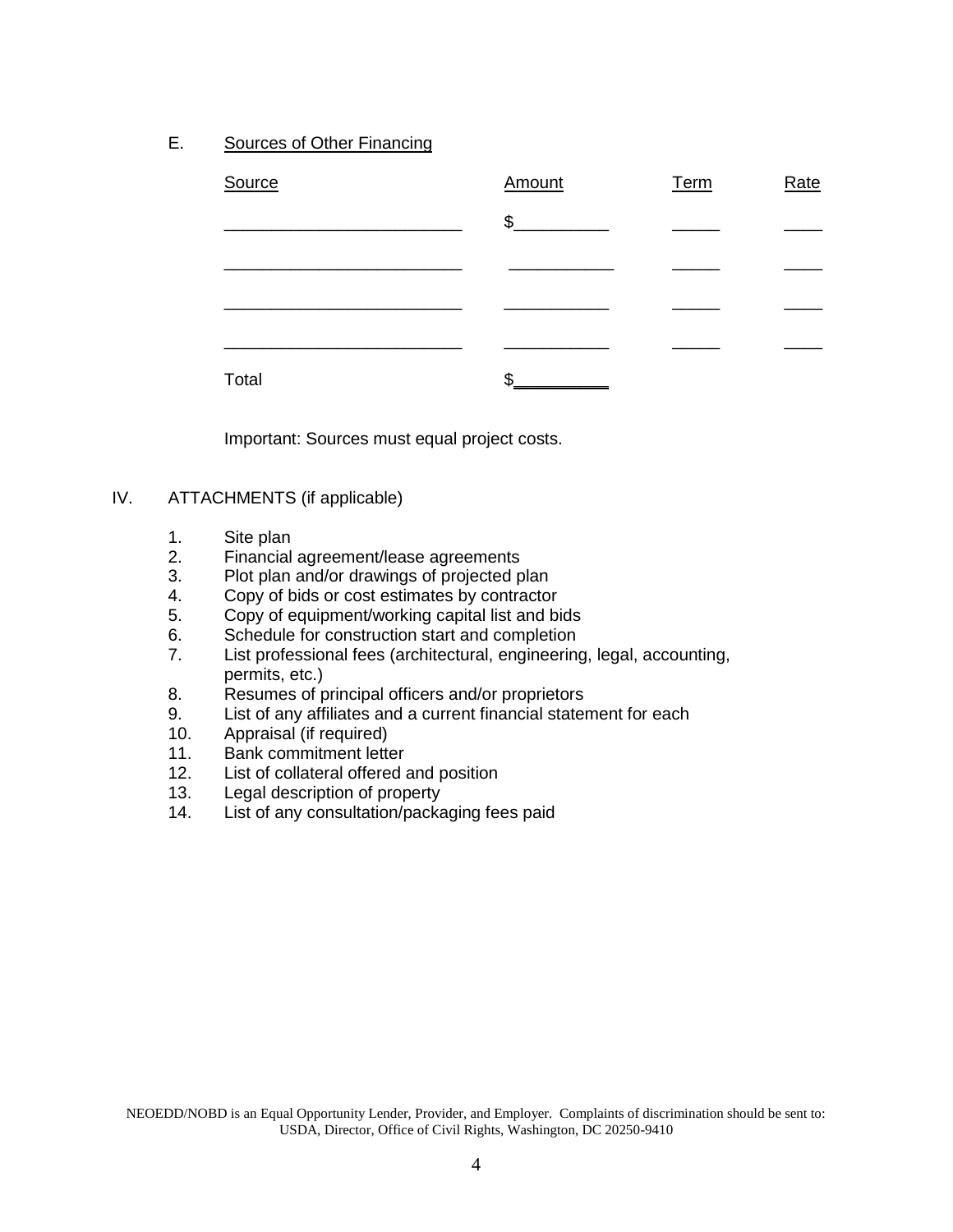E. Sources of Other Financing

| Source | Amount | Term | Rate |
|---|---|---|---|
| ________________________ | $_________ | _____ | ____ |
| ________________________ | __________ | _____ | ____ |
| ________________________ | __________ | _____ | ____ |
| ________________________ | __________ | _____ | ____ |
| Total | $_________ | | |

Important: Sources must equal project costs.

## IV. ATTACHMENTS (if applicable)

1. Site plan
2. Financial agreement/lease agreements
3. Plot plan and/or drawings of projected plan
4. Copy of bids or cost estimates by contractor
5. Copy of equipment/working capital list and bids
6. Schedule for construction start and completion
7. List professional fees (architectural, engineering, legal, accounting, permits, etc.)
8. Resumes of principal officers and/or proprietors
9. List of any affiliates and a current financial statement for each
10. Appraisal (if required)
11. Bank commitment letter
12. List of collateral offered and position
13. Legal description of property
14. List of any consultation/packaging fees paid

NEOEDD/NOBD is an Equal Opportunity Lender, Provider, and Employer. Complaints of discrimination should be sent to: USDA, Director, Office of Civil Rights, Washington, DC 20250-9410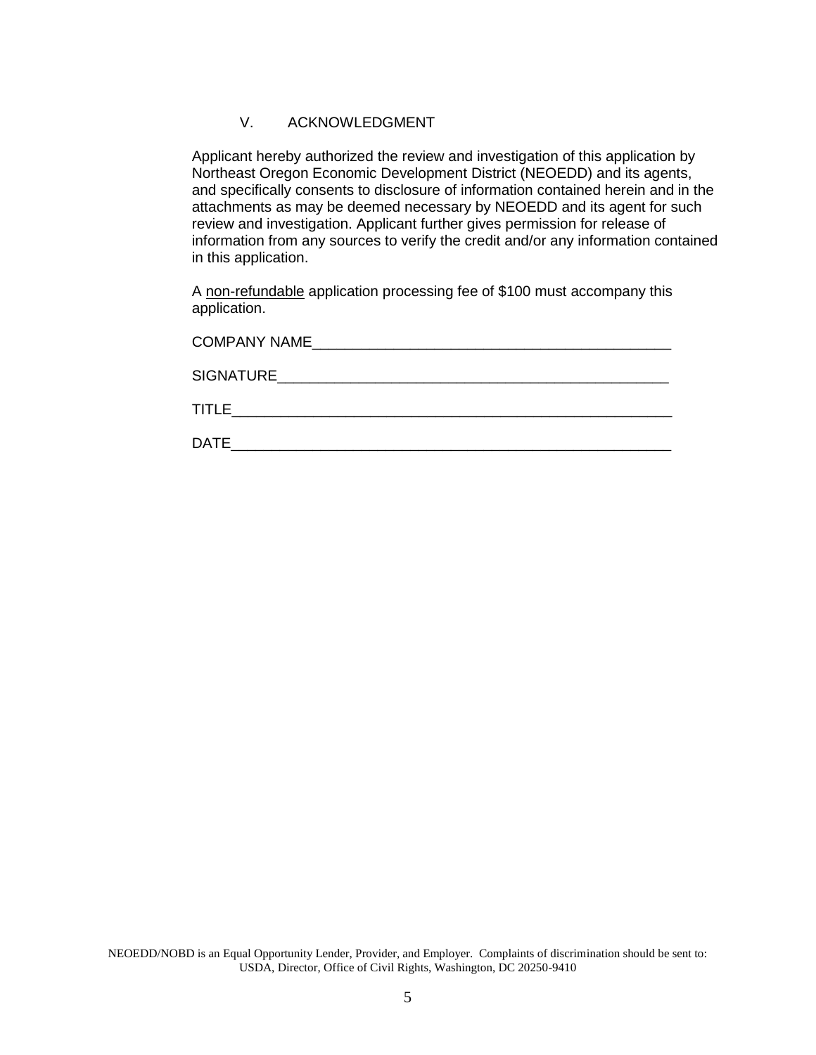## V. ACKNOWLEDGMENT

Applicant hereby authorized the review and investigation of this application by Northeast Oregon Economic Development District (NEOEDD) and its agents, and specifically consents to disclosure of information contained herein and in the attachments as may be deemed necessary by NEOEDD and its agent for such review and investigation. Applicant further gives permission for release of information from any sources to verify the credit and/or any information contained in this application.

A non-refundable application processing fee of $100 must accompany this application.

COMPANY NAME_____________________________________________

SIGNATURE________________________________________________

TITLE_____________________________________________________

DATE_____________________________________________________

NEOEDD/NOBD is an Equal Opportunity Lender, Provider, and Employer. Complaints of discrimination should be sent to: USDA, Director, Office of Civil Rights, Washington, DC 20250-9410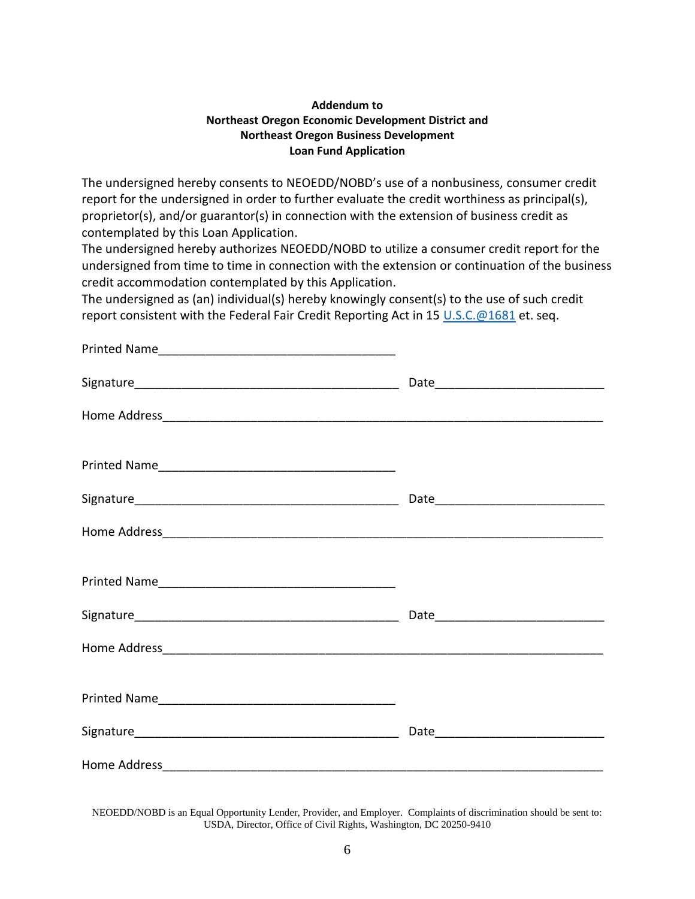**Addendum to**
**Northeast Oregon Economic Development District and**
**Northeast Oregon Business Development**
**Loan Fund Application**

The undersigned hereby consents to NEOEDD/NOBD's use of a nonbusiness, consumer credit report for the undersigned in order to further evaluate the credit worthiness as principal(s), proprietor(s), and/or guarantor(s) in connection with the extension of business credit as contemplated by this Loan Application.

The undersigned hereby authorizes NEOEDD/NOBD to utilize a consumer credit report for the undersigned from time to time in connection with the extension or continuation of the business credit accommodation contemplated by this Application.

The undersigned as (an) individual(s) hereby knowingly consent(s) to the use of such credit report consistent with the Federal Fair Credit Reporting Act in 15 U.S.C.@1681 et. seq.

Printed Name___________________________________

Signature_______________________________________ Date_________________________

Home Address___________________________________________________________________

Printed Name___________________________________

Signature_______________________________________ Date_________________________

Home Address___________________________________________________________________

Printed Name___________________________________

Signature_______________________________________ Date_________________________

Home Address___________________________________________________________________

Printed Name___________________________________

Signature_______________________________________ Date_________________________

Home Address___________________________________________________________________

NEOEDD/NOBD is an Equal Opportunity Lender, Provider, and Employer. Complaints of discrimination should be sent to: USDA, Director, Office of Civil Rights, Washington, DC 20250-9410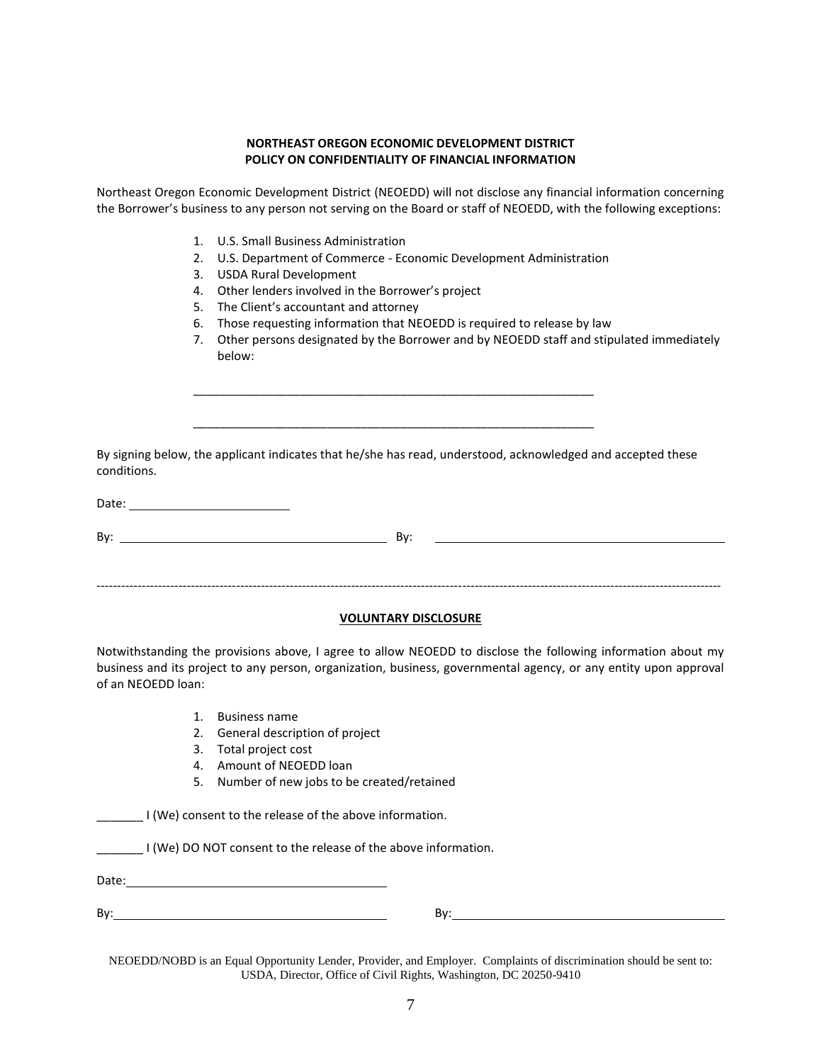**NORTHEAST OREGON ECONOMIC DEVELOPMENT DISTRICT**
**POLICY ON CONFIDENTIALITY OF FINANCIAL INFORMATION**

Northeast Oregon Economic Development District (NEOEDD) will not disclose any financial information concerning the Borrower's business to any person not serving on the Board or staff of NEOEDD, with the following exceptions:

1. U.S. Small Business Administration
2. U.S. Department of Commerce - Economic Development Administration
3. USDA Rural Development
4. Other lenders involved in the Borrower's project
5. The Client's accountant and attorney
6. Those requesting information that NEOEDD is required to release by law
7. Other persons designated by the Borrower and by NEOEDD staff and stipulated immediately below:

_______________________________________________________________

_______________________________________________________________

By signing below, the applicant indicates that he/she has read, understood, acknowledged and accepted these conditions.

Date: ________________________

By: ________________________________________ By: ________________________________________

---

**VOLUNTARY DISCLOSURE**

Notwithstanding the provisions above, I agree to allow NEOEDD to disclose the following information about my business and its project to any person, organization, business, governmental agency, or any entity upon approval of an NEOEDD loan:

1. Business name
2. General description of project
3. Total project cost
4. Amount of NEOEDD loan
5. Number of new jobs to be created/retained

_______ I (We) consent to the release of the above information.

_______ I (We) DO NOT consent to the release of the above information.

Date: ________________________________________

By: ________________________________________ By: ________________________________________

NEOEDD/NOBD is an Equal Opportunity Lender, Provider, and Employer. Complaints of discrimination should be sent to: USDA, Director, Office of Civil Rights, Washington, DC 20250-9410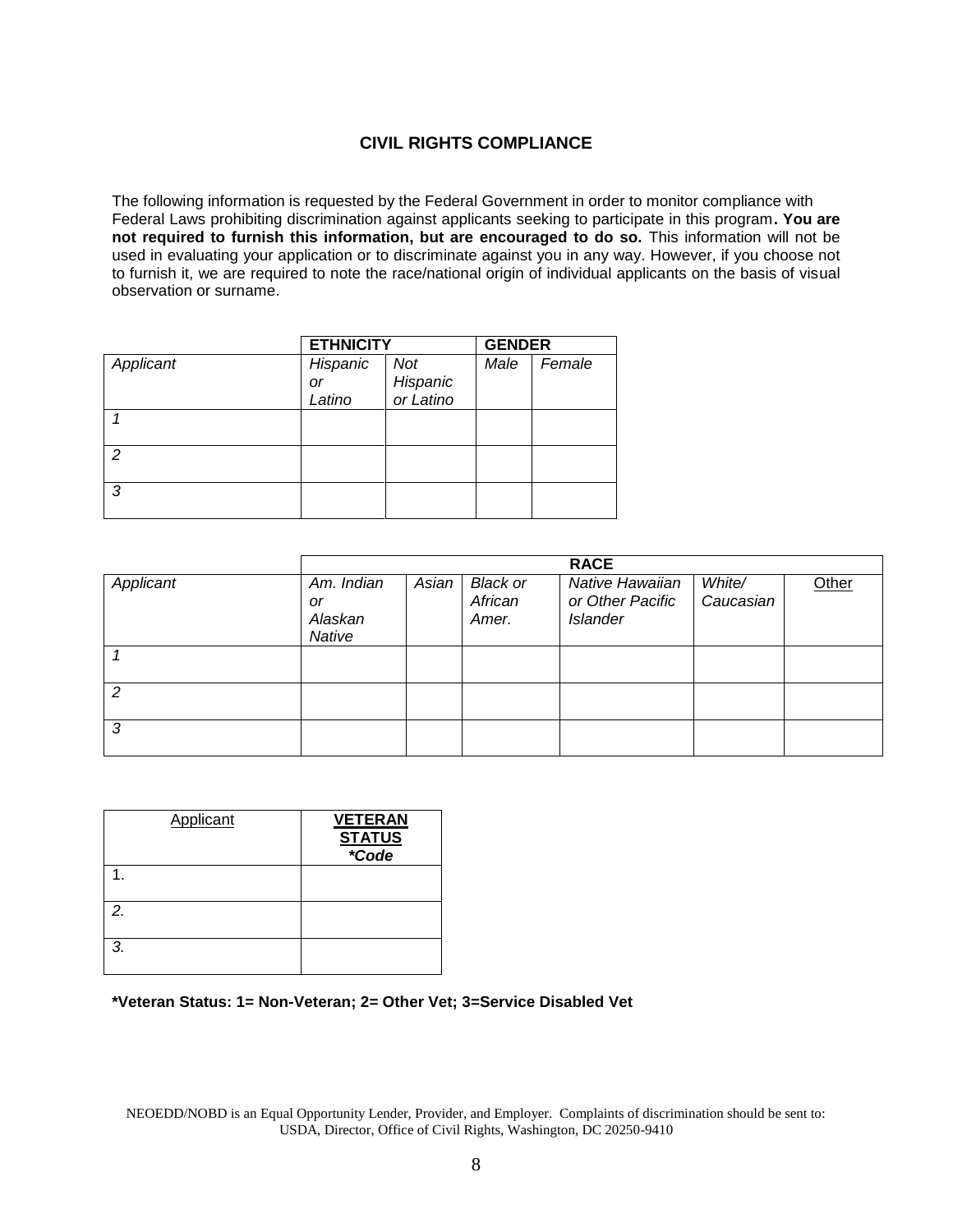## CIVIL RIGHTS COMPLIANCE

The following information is requested by the Federal Government in order to monitor compliance with Federal Laws prohibiting discrimination against applicants seeking to participate in this program**. You are not required to furnish this information, but are encouraged to do so.** This information will not be used in evaluating your application or to discriminate against you in any way. However, if you choose not to furnish it, we are required to note the race/national origin of individual applicants on the basis of visual observation or surname.

| | **ETHNICITY** | | **GENDER** | |
|---|---|---|---|---|
| *Applicant* | *Hispanic or Latino* | *Not Hispanic or Latino* | *Male* | *Female* |
| *1* | | | | |
| *2* | | | | |
| *3* | | | | |

| | **RACE** | | | | | |
|---|---|---|---|---|---|---|
| *Applicant* | *Am. Indian or Alaskan Native* | *Asian* | *Black or African Amer.* | *Native Hawaiian or Other Pacific Islander* | *White/ Caucasian* | Other |
| *1* | | | | | | |
| *2* | | | | | | |
| *3* | | | | | | |

| Applicant | **VETERAN STATUS** ***Code** |
|---|---|
| 1. | |
| *2.* | |
| *3.* | |

**\*Veteran Status: 1= Non-Veteran; 2= Other Vet; 3=Service Disabled Vet**

NEOEDD/NOBD is an Equal Opportunity Lender, Provider, and Employer. Complaints of discrimination should be sent to: USDA, Director, Office of Civil Rights, Washington, DC 20250-9410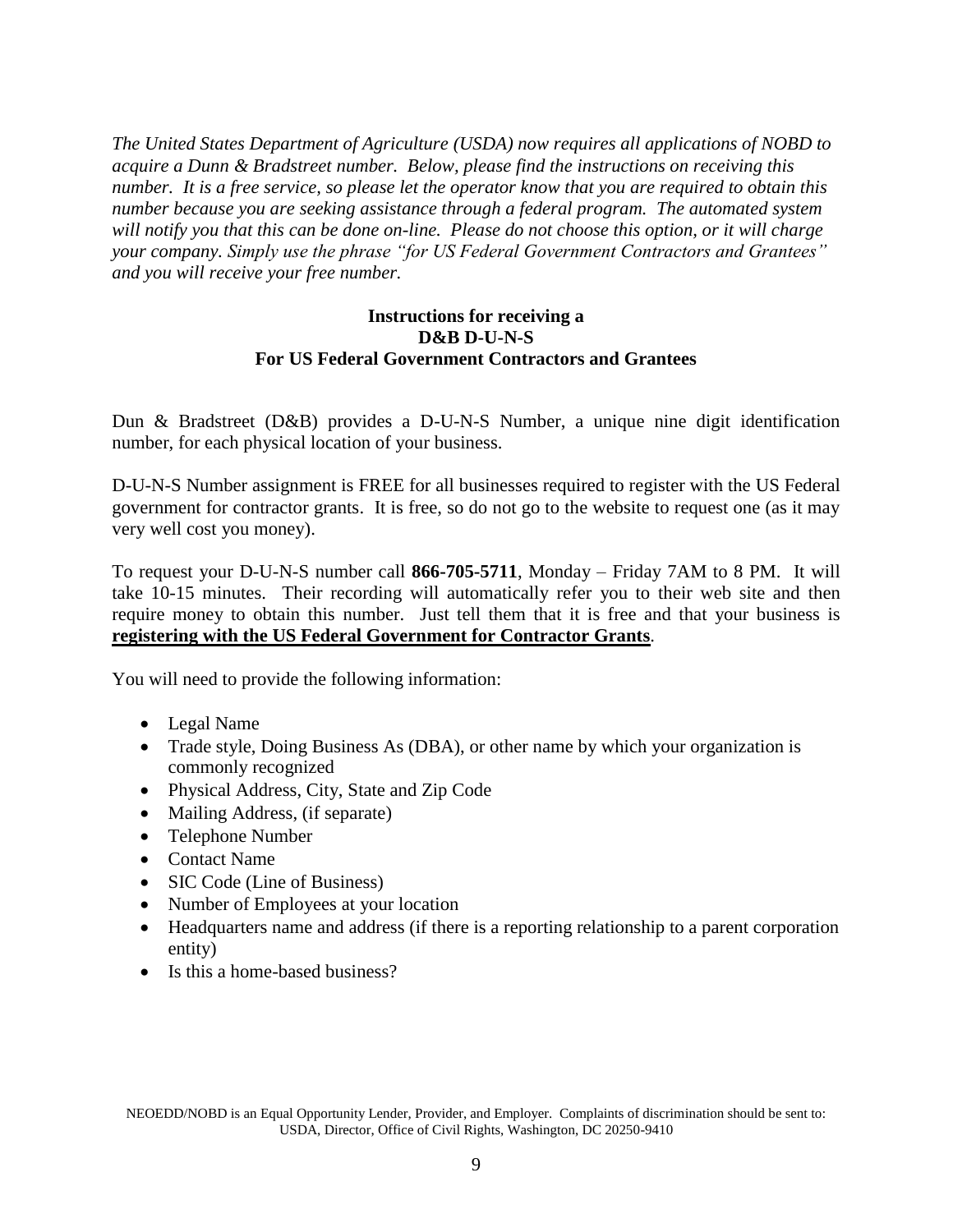*The United States Department of Agriculture (USDA) now requires all applications of NOBD to acquire a Dunn & Bradstreet number. Below, please find the instructions on receiving this number. It is a free service, so please let the operator know that you are required to obtain this number because you are seeking assistance through a federal program. The automated system will notify you that this can be done on-line. Please do not choose this option, or it will charge your company. Simply use the phrase "for US Federal Government Contractors and Grantees" and you will receive your free number.*

**Instructions for receiving a**
**D&B D-U-N-S**
**For US Federal Government Contractors and Grantees**

Dun & Bradstreet (D&B) provides a D-U-N-S Number, a unique nine digit identification number, for each physical location of your business.

D-U-N-S Number assignment is FREE for all businesses required to register with the US Federal government for contractor grants. It is free, so do not go to the website to request one (as it may very well cost you money).

To request your D-U-N-S number call **866-705-5711**, Monday – Friday 7AM to 8 PM. It will take 10-15 minutes. Their recording will automatically refer you to their web site and then require money to obtain this number. Just tell them that it is free and that your business is **registering with the US Federal Government for Contractor Grants**.

You will need to provide the following information:

- Legal Name
- Trade style, Doing Business As (DBA), or other name by which your organization is commonly recognized
- Physical Address, City, State and Zip Code
- Mailing Address, (if separate)
- Telephone Number
- Contact Name
- SIC Code (Line of Business)
- Number of Employees at your location
- Headquarters name and address (if there is a reporting relationship to a parent corporation entity)
- Is this a home-based business?

NEOEDD/NOBD is an Equal Opportunity Lender, Provider, and Employer. Complaints of discrimination should be sent to: USDA, Director, Office of Civil Rights, Washington, DC 20250-9410